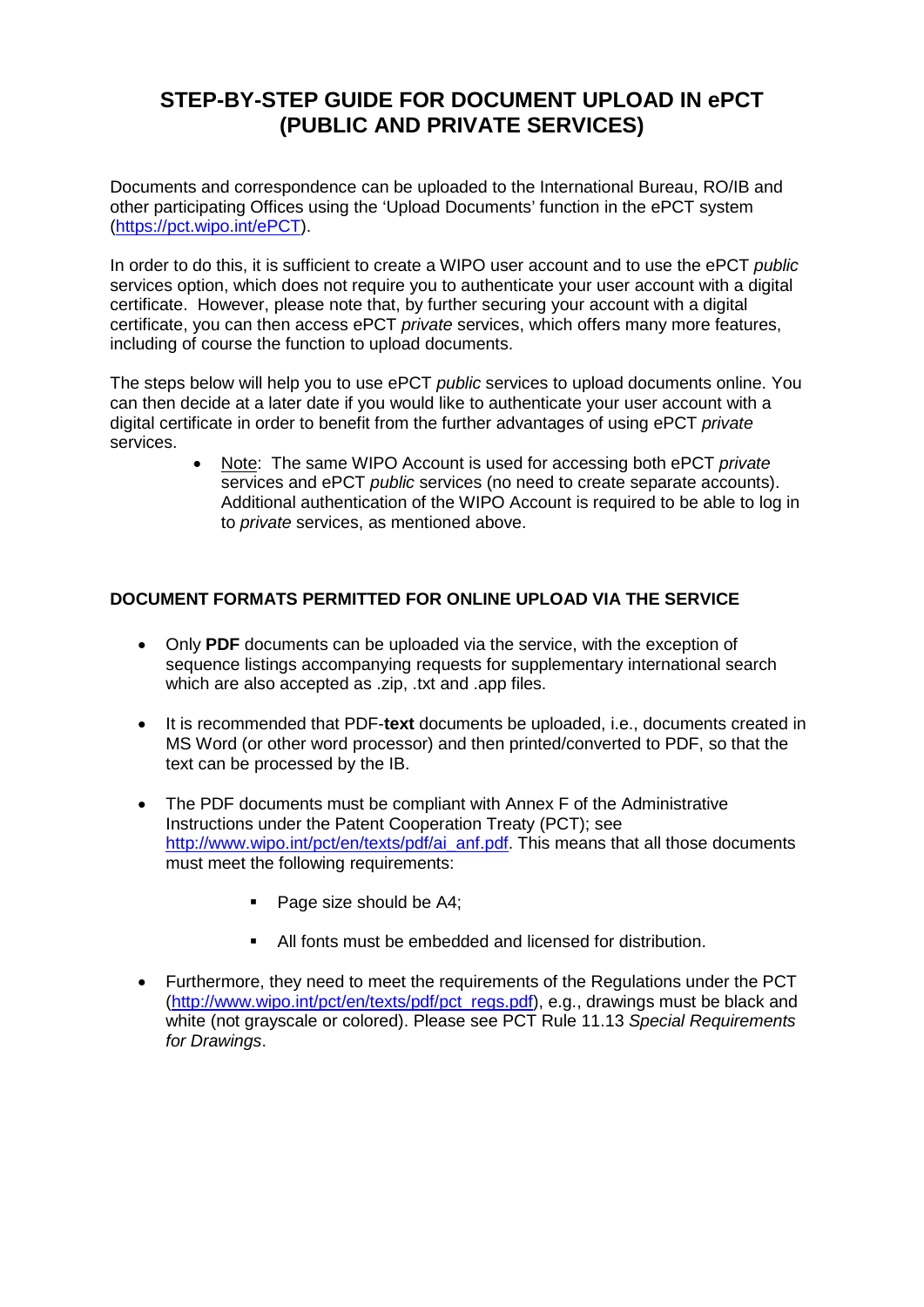# STEP-BY-STEP GUIDE FOR DOCUMENT UPLOAD IN ePCT (PUBLIC AND PRIVATE SERVICES)

Documents and correspondence can be uploaded to the International Bureau, RO/IB and other participating Offices using the 'Upload Documents' function in the ePCT system (https://pct.wipo.int/ePCT).

In order to do this, it is sufficient to create a WIPO user account and to use the ePCT *public* services option, which does not require you to authenticate your user account with a digital certificate. However, please note that, by further securing your account with a digital certificate, you can then access ePCT *private* services, which offers many more features, including of course the function to upload documents.

The steps below will help you to use ePCT *public* services to upload documents online. You can then decide at a later date if you would like to authenticate your user account with a digital certificate in order to benefit from the further advantages of using ePCT *private* services.

- Note: The same WIPO Account is used for accessing both ePCT *private* services and ePCT *public* services (no need to create separate accounts). Additional authentication of the WIPO Account is required to be able to log in to *private* services, as mentioned above.

## DOCUMENT FORMATS PERMITTED FOR ONLINE UPLOAD VIA THE SERVICE

- Only **PDF** documents can be uploaded via the service, with the exception of sequence listings accompanying requests for supplementary international search which are also accepted as .zip, .txt and .app files.

- It is recommended that PDF-**text** documents be uploaded, i.e., documents created in MS Word (or other word processor) and then printed/converted to PDF, so that the text can be processed by the IB.

- The PDF documents must be compliant with Annex F of the Administrative Instructions under the Patent Cooperation Treaty (PCT); see http://www.wipo.int/pct/en/texts/pdf/ai_anf.pdf. This means that all those documents must meet the following requirements:

    - Page size should be A4;

    - All fonts must be embedded and licensed for distribution.

- Furthermore, they need to meet the requirements of the Regulations under the PCT (http://www.wipo.int/pct/en/texts/pdf/pct_regs.pdf), e.g., drawings must be black and white (not grayscale or colored). Please see PCT Rule 11.13 *Special Requirements for Drawings*.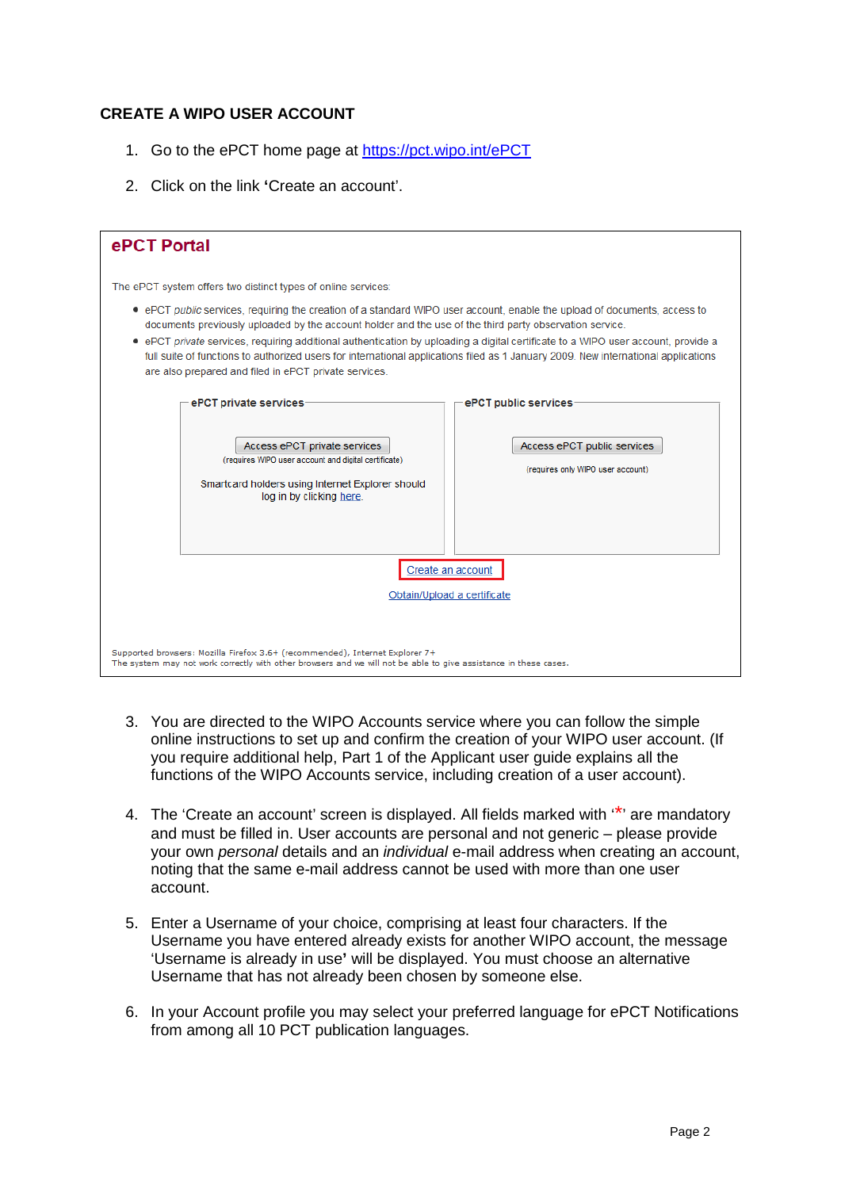## CREATE A WIPO USER ACCOUNT

1. Go to the ePCT home page at https://pct.wipo.int/ePCT
2. Click on the link 'Create an account'.

**ePCT Portal**

The ePCT system offers two distinct types of online services:

- ePCT *public* services, requiring the creation of a standard WIPO user account, enable the upload of documents, access to documents previously uploaded by the account holder and the use of the third party observation service.
- ePCT *private* services, requiring additional authentication by uploading a digital certificate to a WIPO user account, provide a full suite of functions to authorized users for international applications filed as 1 January 2009. New international applications are also prepared and filed in ePCT private services.

**ePCT private services**

Access ePCT private services
(requires WIPO user account and digital certificate)

Smartcard holders using Internet Explorer should log in by clicking here.

**ePCT public services**

Access ePCT public services
(requires only WIPO user account)

Create an account

Obtain/Upload a certificate

Supported browsers: Mozilla Firefox 3.6+ (recommended), Internet Explorer 7+
The system may not work correctly with other browsers and we will not be able to give assistance in these cases.

3. You are directed to the WIPO Accounts service where you can follow the simple online instructions to set up and confirm the creation of your WIPO user account. (If you require additional help, Part 1 of the Applicant user guide explains all the functions of the WIPO Accounts service, including creation of a user account).

4. The 'Create an account' screen is displayed. All fields marked with '*' are mandatory and must be filled in. User accounts are personal and not generic – please provide your own *personal* details and an *individual* e-mail address when creating an account, noting that the same e-mail address cannot be used with more than one user account.

5. Enter a Username of your choice, comprising at least four characters. If the Username you have entered already exists for another WIPO account, the message 'Username is already in use' will be displayed. You must choose an alternative Username that has not already been chosen by someone else.

6. In your Account profile you may select your preferred language for ePCT Notifications from among all 10 PCT publication languages.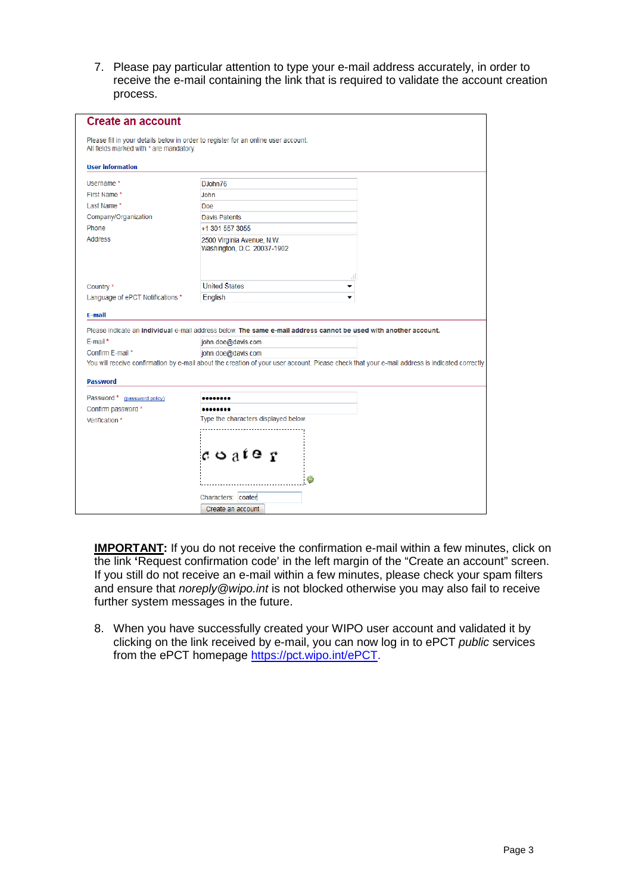7. Please pay particular attention to type your e-mail address accurately, in order to receive the e-mail containing the link that is required to validate the account creation process.

## Create an account

Please fill in your details below in order to register for an online user account.
All fields marked with * are mandatory.

**User information**

| | |
|---|---|
| Username * | DJohn76 |
| First Name * | John |
| Last Name * | Doe |
| Company/Organization | Davis Patents |
| Phone | +1 301 557 3055 |
| Address | 2500 Virginia Avenue, N.W. Washington, D.C. 20037-1902 |
| Country * | United States |
| Language of ePCT Notifications * | English |

**E-mail**

Please indicate an **individual** e-mail address below. **The same e-mail address cannot be used with another account.**

| | |
|---|---|
| E-mail * | john.doe@davis.com |
| Confirm E-mail * | john.doe@davis.com |

You will receive confirmation by e-mail about the creation of your user account. Please check that your e-mail address is indicated correctly.

**Password**

| | |
|---|---|
| Password * (password policy) | •••••••• |
| Confirm password * | •••••••• |
| Verification * | Type the characters displayed below |

Characters: coater

Create an account

**IMPORTANT:** If you do not receive the confirmation e-mail within a few minutes, click on the link 'Request confirmation code' in the left margin of the "Create an account" screen. If you still do not receive an e-mail within a few minutes, please check your spam filters and ensure that *noreply@wipo.int* is not blocked otherwise you may also fail to receive further system messages in the future.

8. When you have successfully created your WIPO user account and validated it by clicking on the link received by e-mail, you can now log in to ePCT *public* services from the ePCT homepage https://pct.wipo.int/ePCT.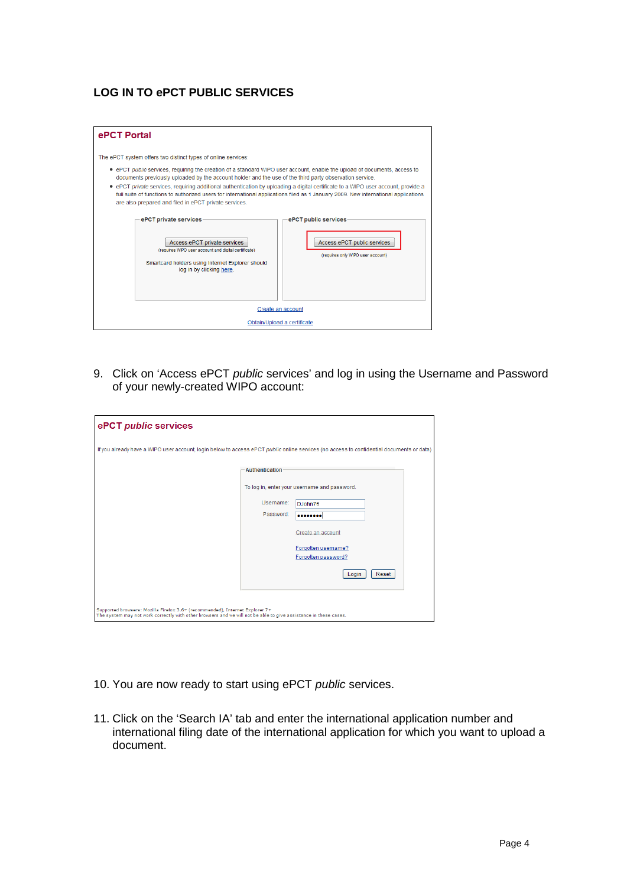### LOG IN TO ePCT PUBLIC SERVICES

**ePCT Portal**

The ePCT system offers two distinct types of online services:

- ePCT *public* services, requiring the creation of a standard WIPO user account, enable the upload of documents, access to documents previously uploaded by the account holder and the use of the third party observation service.
- ePCT *private* services, requiring additional authentication by uploading a digital certificate to a WIPO user account, provide a full suite of functions to authorized users for international applications filed as 1 January 2009. New international applications are also prepared and filed in ePCT private services.

ePCT private services

Access ePCT private services

(requires WIPO user account and digital certificate)

Smartcard holders using Internet Explorer should log in by clicking here.

ePCT public services

Access ePCT public services

(requires only WIPO user account)

Create an account

Obtain/Upload a certificate

9. Click on 'Access ePCT *public* services' and log in using the Username and Password of your newly-created WIPO account:

**ePCT *public* services**

If you already have a WIPO user account, login below to access ePCT *public* online services (no access to confidential documents or data)

Authentication

To log in, enter your username and password.

Username: DJohn75

Password: ••••••••

Create an account

Forgotten username?

Forgotten password?

Login Reset

Supported browsers: Mozilla Firefox 3.6+ (recommended), Internet Explorer 7+

The system may not work correctly with other browsers and we will not be able to give assistance in these cases.

10. You are now ready to start using ePCT *public* services.

11. Click on the 'Search IA' tab and enter the international application number and international filing date of the international application for which you want to upload a document.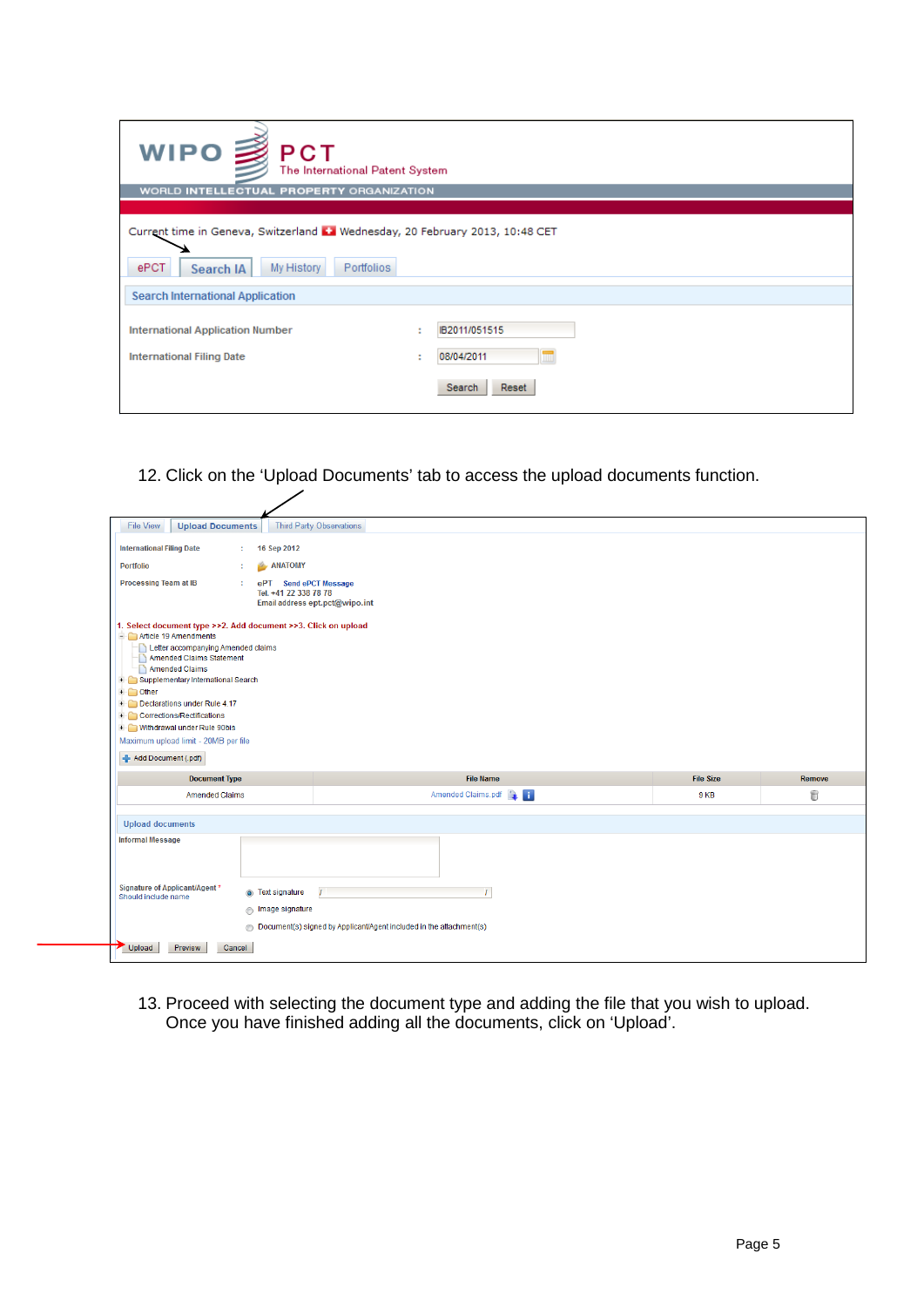WIPO PCT The International Patent System
WORLD INTELLECTUAL PROPERTY ORGANIZATION

Current time in Geneva, Switzerland Wednesday, 20 February 2013, 10:48 CET

ePCT | Search IA | My History | Portfolios

Search International Application

International Application Number : IB2011/051515

International Filing Date : 08/04/2011

Search Reset

12. Click on the 'Upload Documents' tab to access the upload documents function.

File View | Upload Documents | Third Party Observations

International Filing Date : 16 Sep 2012

Portfolio : ANATOMY

Processing Team at IB : ePT Send ePCT Message
Tel. +41 22 338 78 78
Email address ept.pct@wipo.int

1. Select document type >>2. Add document >>3. Click on upload

- Article 19 Amendments
  - Letter accompanying Amended claims
  - Amended Claims Statement
  - Amended Claims
- Supplementary International Search
- Other
- Declarations under Rule 4.17
- Corrections/Rectifications
- Withdrawal under Rule 90bis

Maximum upload limit - 20MB per file

Add Document (.pdf)

| Document Type | File Name | File Size | Remove |
|---|---|---|---|
| Amended Claims | Amended Claims.pdf | 9 KB | |

Upload documents

Informal Message

Signature of Applicant/Agent *
Should include name

- Text signature /  /
- Image signature
- Document(s) signed by Applicant/Agent included in the attachment(s)

Upload Preview Cancel

13. Proceed with selecting the document type and adding the file that you wish to upload. Once you have finished adding all the documents, click on 'Upload'.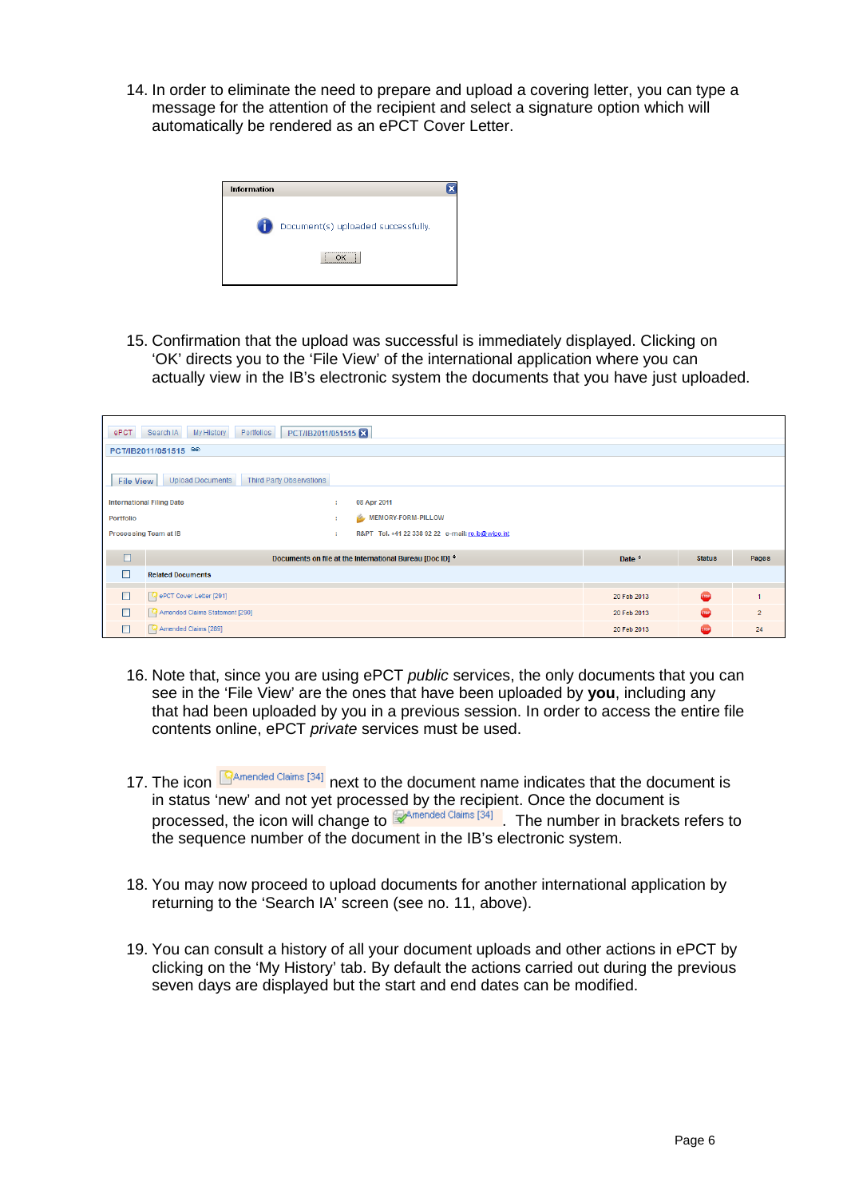14. In order to eliminate the need to prepare and upload a covering letter, you can type a message for the attention of the recipient and select a signature option which will automatically be rendered as an ePCT Cover Letter.

15. Confirmation that the upload was successful is immediately displayed. Clicking on 'OK' directs you to the 'File View' of the international application where you can actually view in the IB's electronic system the documents that you have just uploaded.

16. Note that, since you are using ePCT *public* services, the only documents that you can see in the 'File View' are the ones that have been uploaded by **you**, including any that had been uploaded by you in a previous session. In order to access the entire file contents online, ePCT *private* services must be used.

17. The icon Amended Claims [34] next to the document name indicates that the document is in status 'new' and not yet processed by the recipient. Once the document is processed, the icon will change to Amended Claims [34]. The number in brackets refers to the sequence number of the document in the IB's electronic system.

18. You may now proceed to upload documents for another international application by returning to the 'Search IA' screen (see no. 11, above).

19. You can consult a history of all your document uploads and other actions in ePCT by clicking on the 'My History' tab. By default the actions carried out during the previous seven days are displayed but the start and end dates can be modified.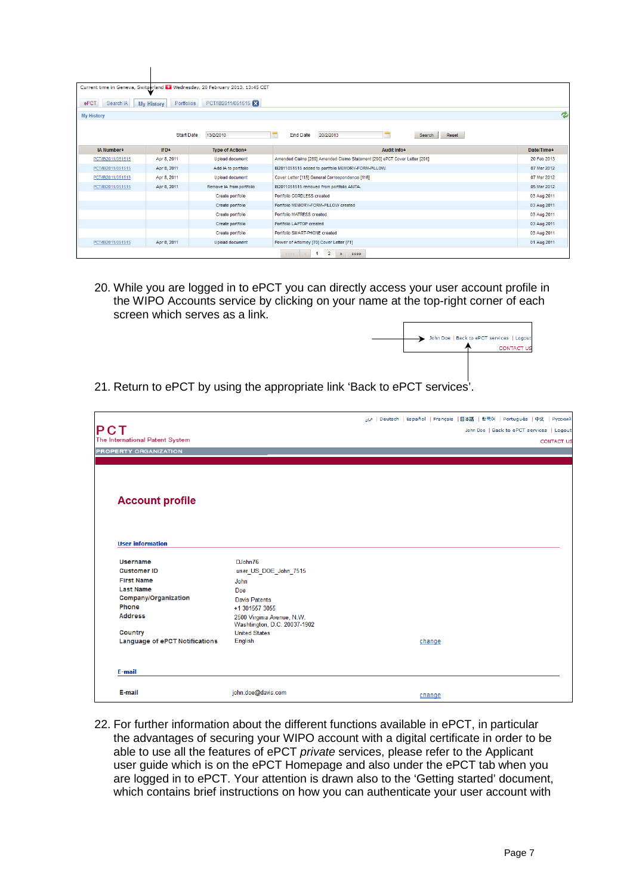Current time in Geneva, Switzerland Wednesday, 20 February 2013, 13:45 CET

ePCT | Search IA | My History | Portfolios | PCT/IB2011/051515

My History

Start Date 13/2/2010 End Date 20/2/2013 Search Reset

| IA Number | IFD | Type of Action | Audit Info | Date/Time |
|---|---|---|---|---|
| PCT/IB2011/051515 | Apr 8, 2011 | Upload document | Amended Claims [289] Amended Claims Statement [290] ePCT Cover Letter [291] | 20 Feb 2013 |
| PCT/IB2011/051515 | Apr 8, 2011 | Add IA to portfolio | IB2011051515 added to portfolio MEMORY-FORM-PILLOW. | 07 Mar 2012 |
| PCT/IB2011/051515 | Apr 8, 2011 | Upload document | Cover Letter [115] General Correspondence [116] | 07 Mar 2012 |
| PCT/IB2011/051515 | Apr 8, 2011 | Remove IA from portfolio | IB2011051515 removed from portfolio ANITA. | 05 Mar 2012 |
| | | Create portfolio | Portfolio CORDLESS created | 03 Aug 2011 |
| | | Create portfolio | Portfolio MEMORY-FORM-PILLOW created | 03 Aug 2011 |
| | | Create portfolio | Portfolio MATRESS created | 03 Aug 2011 |
| | | Create portfolio | Portfolio LAPTOP created | 03 Aug 2011 |
| | | Create portfolio | Portfolio SMART-PHONE created | 03 Aug 2011 |
| PCT/IB2011/051515 | Apr 8, 2011 | Upload document | Power of Attorney [70] Cover Letter [71] | 01 Aug 2011 |

20. While you are logged in to ePCT you can directly access your user account profile in the WIPO Accounts service by clicking on your name at the top-right corner of each screen which serves as a link.

John Doe | Back to ePCT services | Logout
CONTACT US

21. Return to ePCT by using the appropriate link 'Back to ePCT services'.

عربي | Deutsch | Español | Français | 日本語 | 한국어 | Português | 中文 | Русский

John Doe | Back to ePCT services | Logout

CONTACT US

PCT
The International Patent System
PROPERTY ORGANIZATION

## Account profile

**User information**

| | |
|---|---|
| **Username** | DJohn76 |
| **Customer ID** | user_US_DOE_John_7515 |
| **First Name** | John |
| **Last Name** | Doe |
| **Company/Organization** | Davis Patents |
| **Phone** | +1 301557 3055 |
| **Address** | 2500 Virginia Avenue, N.W. Washington, D.C. 20037-1902 |
| **Country** | United States |
| **Language of ePCT Notifications** | English — change |

**E-mail**

| | |
|---|---|
| **E-mail** | john.doe@davis.com — change |

22. For further information about the different functions available in ePCT, in particular the advantages of securing your WIPO account with a digital certificate in order to be able to use all the features of ePCT *private* services, please refer to the Applicant user guide which is on the ePCT Homepage and also under the ePCT tab when you are logged in to ePCT. Your attention is drawn also to the 'Getting started' document, which contains brief instructions on how you can authenticate your user account with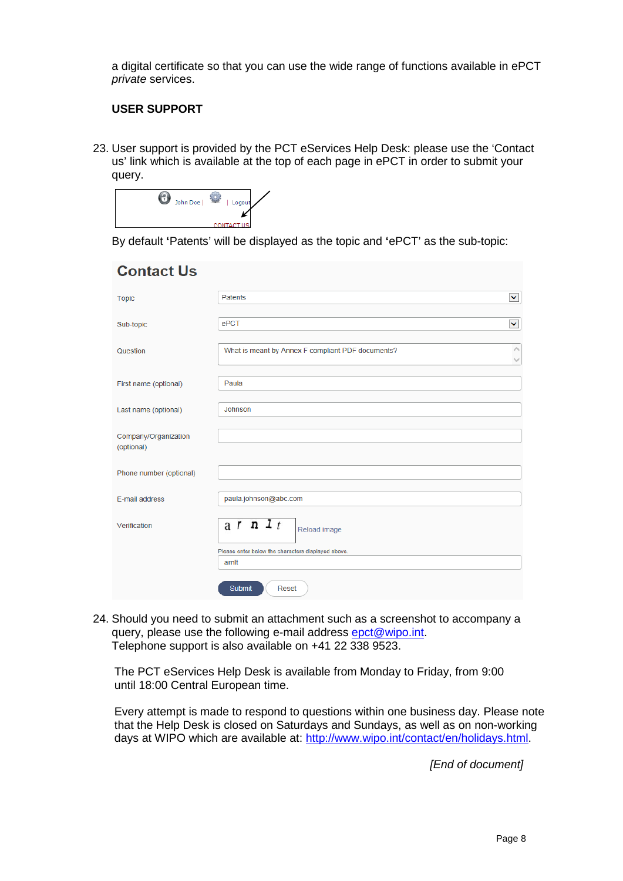a digital certificate so that you can use the wide range of functions available in ePCT *private* services.

## USER SUPPORT

23. User support is provided by the PCT eServices Help Desk: please use the 'Contact us' link which is available at the top of each page in ePCT in order to submit your query.

John Doe | | Logout

CONTACT US

By default **'**Patents' will be displayed as the topic and **'**ePCT' as the sub-topic:

### Contact Us

| | |
|---|---|
| Topic | Patents |
| Sub-topic | ePCT |
| Question | What is meant by Annex F compliant PDF documents? |
| First name (optional) | Paula |
| Last name (optional) | Johnson |
| Company/Organization (optional) | |
| Phone number (optional) | |
| E-mail address | paula.johnson@abc.com |
| Verification | a r n l t Reload image<br>Please enter below the characters displayed above.<br>arnlt |

Submit Reset

24. Should you need to submit an attachment such as a screenshot to accompany a query, please use the following e-mail address epct@wipo.int. Telephone support is also available on +41 22 338 9523.

The PCT eServices Help Desk is available from Monday to Friday, from 9:00 until 18:00 Central European time.

Every attempt is made to respond to questions within one business day. Please note that the Help Desk is closed on Saturdays and Sundays, as well as on non-working days at WIPO which are available at: http://www.wipo.int/contact/en/holidays.html.

*[End of document]*